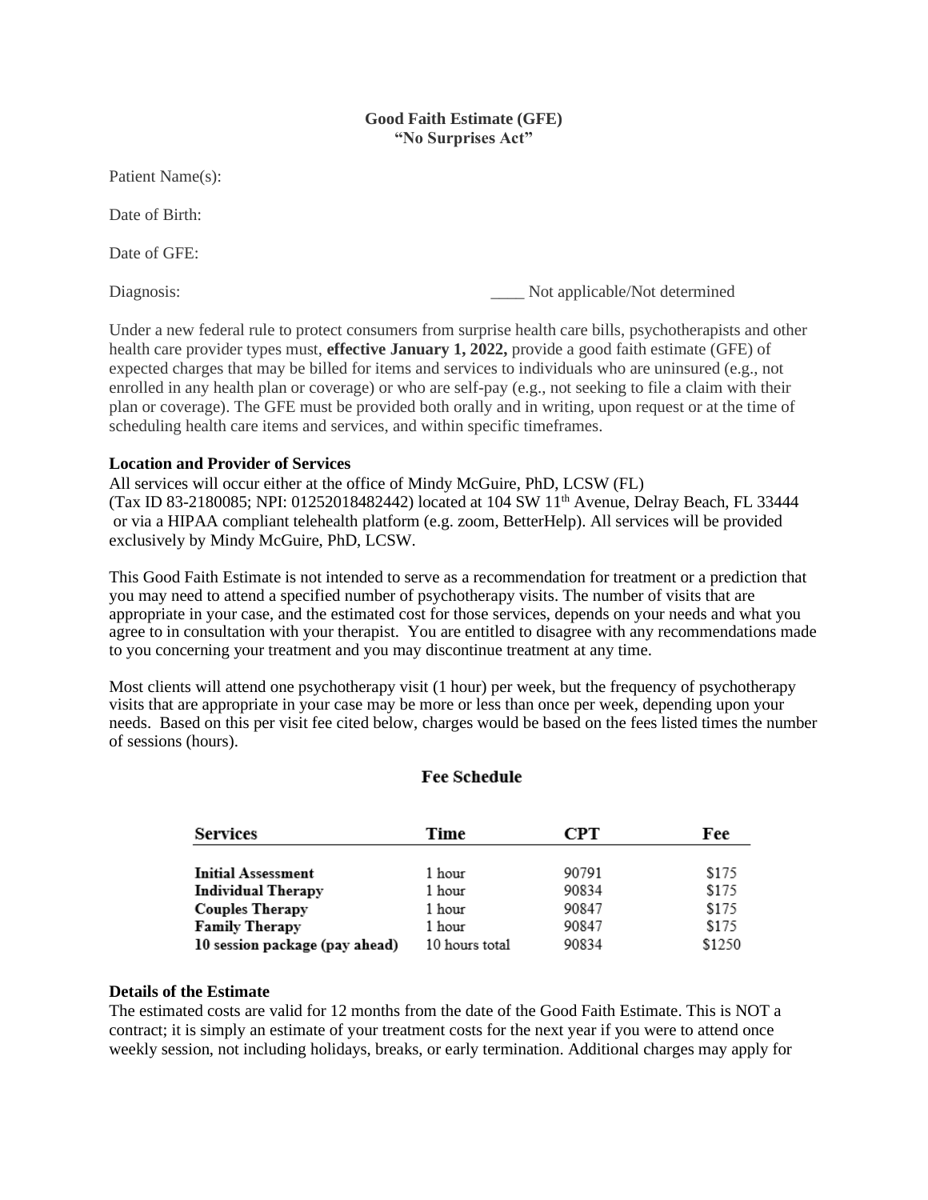**Good Faith Estimate (GFE)**
**"No Surprises Act"**

Patient Name(s):

Date of Birth:

Date of GFE:

Diagnosis: ____ Not applicable/Not determined

Under a new federal rule to protect consumers from surprise health care bills, psychotherapists and other health care provider types must, **effective January 1, 2022,** provide a good faith estimate (GFE) of expected charges that may be billed for items and services to individuals who are uninsured (e.g., not enrolled in any health plan or coverage) or who are self-pay (e.g., not seeking to file a claim with their plan or coverage). The GFE must be provided both orally and in writing, upon request or at the time of scheduling health care items and services, and within specific timeframes.

**Location and Provider of Services**
All services will occur either at the office of Mindy McGuire, PhD, LCSW (FL) (Tax ID 83-2180085; NPI: 01252018482442) located at 104 SW 11th Avenue, Delray Beach, FL 33444 or via a HIPAA compliant telehealth platform (e.g. zoom, BetterHelp). All services will be provided exclusively by Mindy McGuire, PhD, LCSW.

This Good Faith Estimate is not intended to serve as a recommendation for treatment or a prediction that you may need to attend a specified number of psychotherapy visits. The number of visits that are appropriate in your case, and the estimated cost for those services, depends on your needs and what you agree to in consultation with your therapist. You are entitled to disagree with any recommendations made to you concerning your treatment and you may discontinue treatment at any time.

Most clients will attend one psychotherapy visit (1 hour) per week, but the frequency of psychotherapy visits that are appropriate in your case may be more or less than once per week, depending upon your needs. Based on this per visit fee cited below, charges would be based on the fees listed times the number of sessions (hours).

**Fee Schedule**

| Services | Time | CPT | Fee |
|---|---|---|---|
| **Initial Assessment** | 1 hour | 90791 | $175 |
| **Individual Therapy** | 1 hour | 90834 | $175 |
| **Couples Therapy** | 1 hour | 90847 | $175 |
| **Family Therapy** | 1 hour | 90847 | $175 |
| **10 session package (pay ahead)** | 10 hours total | 90834 | $1250 |

**Details of the Estimate**
The estimated costs are valid for 12 months from the date of the Good Faith Estimate. This is NOT a contract; it is simply an estimate of your treatment costs for the next year if you were to attend once weekly session, not including holidays, breaks, or early termination. Additional charges may apply for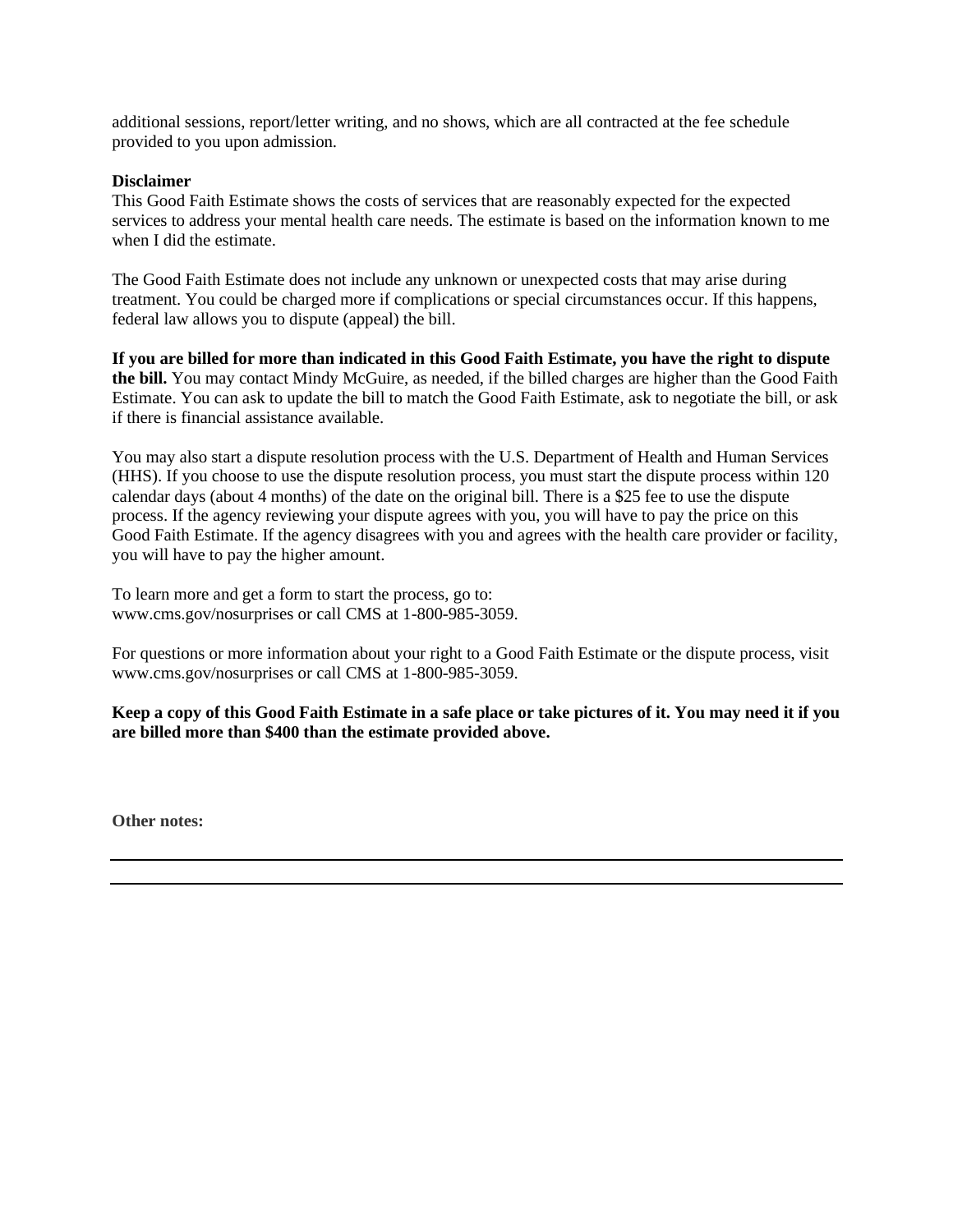additional sessions, report/letter writing, and no shows, which are all contracted at the fee schedule provided to you upon admission.

**Disclaimer**

This Good Faith Estimate shows the costs of services that are reasonably expected for the expected services to address your mental health care needs. The estimate is based on the information known to me when I did the estimate.

The Good Faith Estimate does not include any unknown or unexpected costs that may arise during treatment. You could be charged more if complications or special circumstances occur. If this happens, federal law allows you to dispute (appeal) the bill.

**If you are billed for more than indicated in this Good Faith Estimate, you have the right to dispute the bill.** You may contact Mindy McGuire, as needed, if the billed charges are higher than the Good Faith Estimate. You can ask to update the bill to match the Good Faith Estimate, ask to negotiate the bill, or ask if there is financial assistance available.

You may also start a dispute resolution process with the U.S. Department of Health and Human Services (HHS). If you choose to use the dispute resolution process, you must start the dispute process within 120 calendar days (about 4 months) of the date on the original bill. There is a $25 fee to use the dispute process. If the agency reviewing your dispute agrees with you, you will have to pay the price on this Good Faith Estimate. If the agency disagrees with you and agrees with the health care provider or facility, you will have to pay the higher amount.

To learn more and get a form to start the process, go to:
www.cms.gov/nosurprises or call CMS at 1-800-985-3059.

For questions or more information about your right to a Good Faith Estimate or the dispute process, visit www.cms.gov/nosurprises or call CMS at 1-800-985-3059.

**Keep a copy of this Good Faith Estimate in a safe place or take pictures of it. You may need it if you are billed more than $400 than the estimate provided above.**

**Other notes:**

---

---